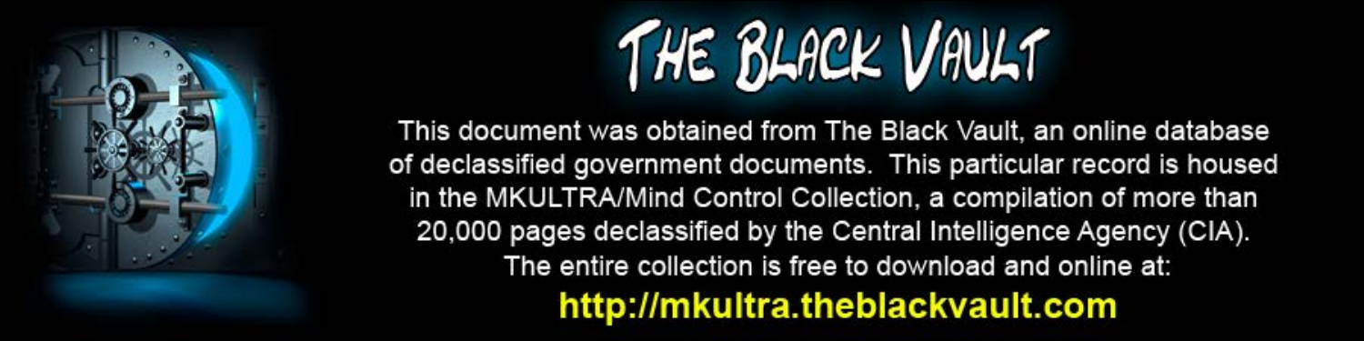# THE BLACK VAULT

This document was obtained from The Black Vault, an online database of declassified government documents. This particular record is housed in the MKULTRA/Mind Control Collection, a compilation of more than 20,000 pages declassified by the Central Intelligence Agency (CIA). The entire collection is free to download and online at:

**http://mkultra.theblackvault.com**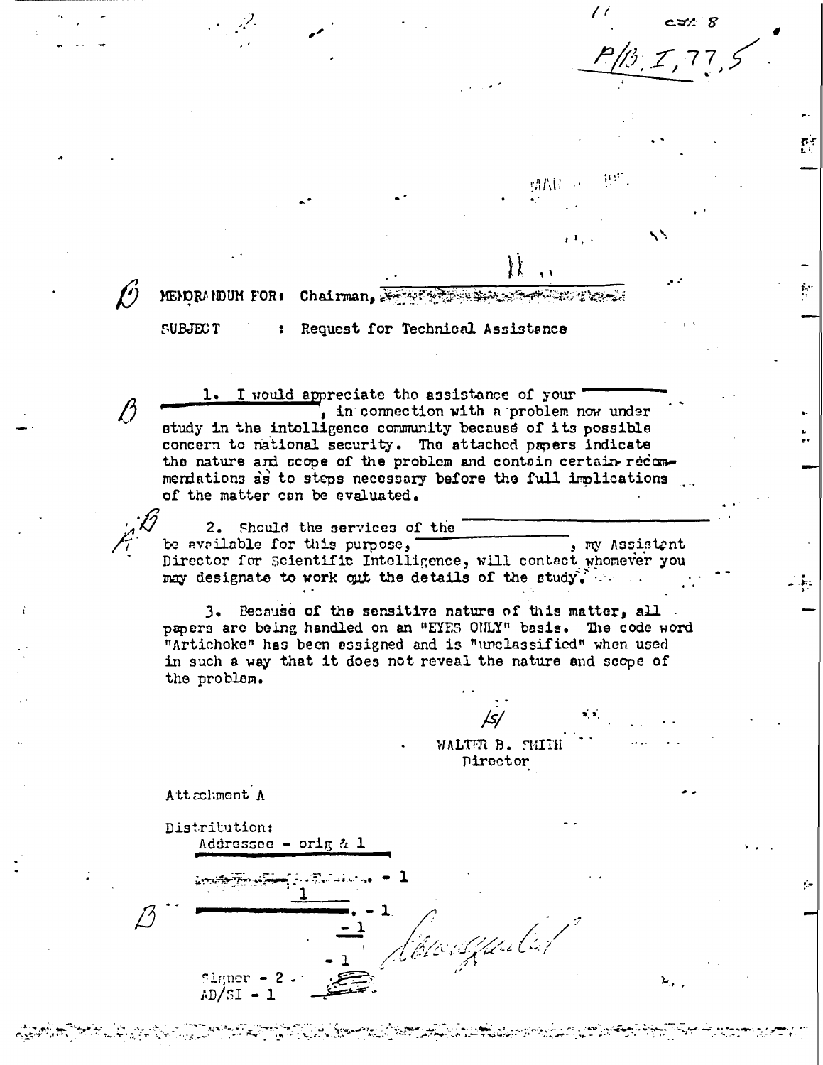P/B, I, 77, 5

MEMORANDUM FOR: Chairman,

SUBJECT : Request for Technical Assistance

1. I would appreciate the assistance of your \_\_\_\_\_\_\_\_, in connection with a problem now under study in the intelligence community because of its possible concern to national security. The attached papers indicate the nature and scope of the problem and contain certain recommendations as to steps necessary before the full implications of the matter can be evaluated.

2. Should the services of the \_\_\_\_\_\_\_\_ be available for this purpose, \_\_\_\_\_\_\_\_, my Assistant Director for Scientific Intelligence, will contact whomever you may designate to work out the details of the study.

3. Because of the sensitive nature of this matter, all papers are being handled on an "EYES ONLY" basis. The code word "Artichoke" has been assigned and is "unclassified" when used in such a way that it does not reveal the nature and scope of the problem.

/s/
WALTER B. SMITH
Director

Attachment A

Distribution:
Addressee - orig & 1
\_\_\_\_\_\_\_\_ - 1
1
\_\_\_\_\_\_\_\_. - 1
- 1
- 1
Signer - 2
AD/SI - 1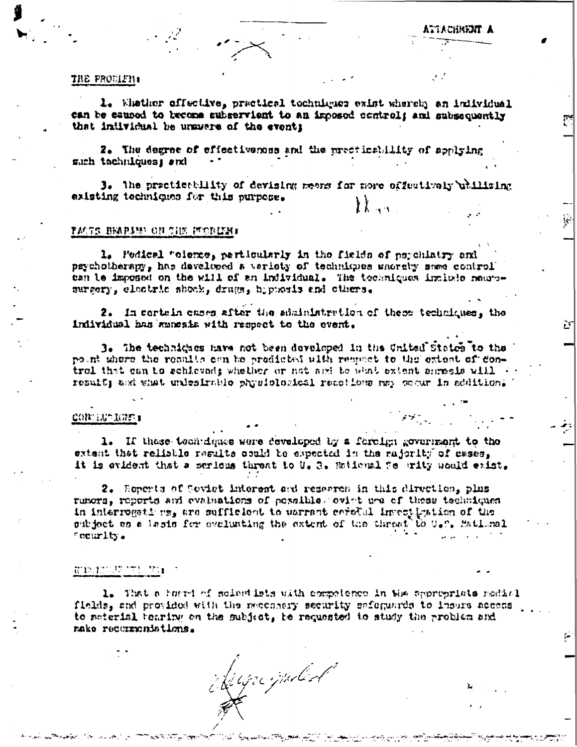ATTACHMENT A

THE PROBLEM:

1. Whether effective, practical techniques exist whereby an individual can be caused to become subservient to an imposed control; and subsequently that individual be unaware of the event;

2. The degree of effectiveness and the practicability of applying such techniques; and

3. The practicability of devising means for more effectively utilizing existing techniques for this purpose.

FACTS BEARING ON THE PROBLEM:

1. Medical science, particularly in the fields of psychiatry and psychotherapy, has developed a variety of techniques whereby some control can be imposed on the will of an individual. The techniques include neurosurgery, electric shock, drugs, hypnosis and others.

2. In certain cases after the administration of these techniques, the individual has amnesia with respect to the event.

3. The techniques have not been developed in the United States to the point where the results can be predicted with respect to the extent of control that can be achieved; whether or not and to what extent amnesia will result; and what undesirable physiological reactions may occur in addition.

CONCLUSIONS:

1. If these techniques were developed by a foreign government to the extent that reliable results could be expected in the majority of cases, it is evident that a serious threat to U. S. National Security would exist.

2. Reports of Soviet interest and research in this direction, plus rumors, reports and evaluations of possible Soviet use of these techniques in interrogations, are sufficient to warrant careful investigation of the subject as a basis for evaluating the extent of the threat to U.S. National Security.

RECOMMENDATIONS:

1. That a board of scientists with competence in the appropriate medical fields, and provided with the necessary security safeguards to insure access to material bearing on the subject, be requested to study the problem and make recommendations.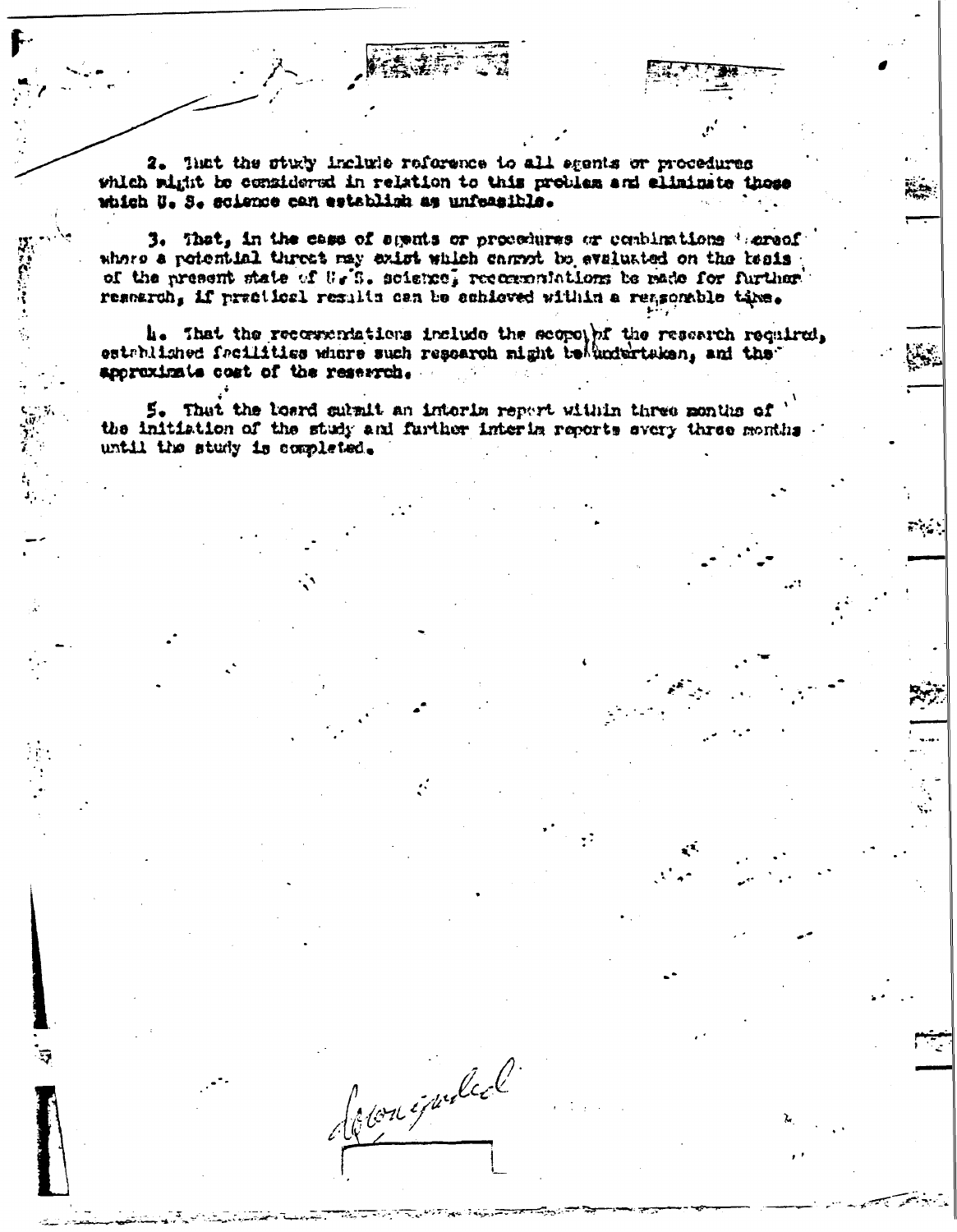2. That the study include reference to all agents or procedures which might be considered in relation to this problem and eliminate those which U. S. science can establish as unfeasible.

3. That, in the case of agents or procedures or combinations thereof where a potential threat may exist which cannot be evaluated on the basis of the present state of U. S. science, recommendations be made for further research, if practical results can be achieved within a reasonable time.

4. That the recommendations include the scope of the research required, established facilities where such research might be undertaken, and the approximate cost of the research.

5. That the board submit an interim report within three months of the initiation of the study and further interim reports every three months until the study is completed.

Declassified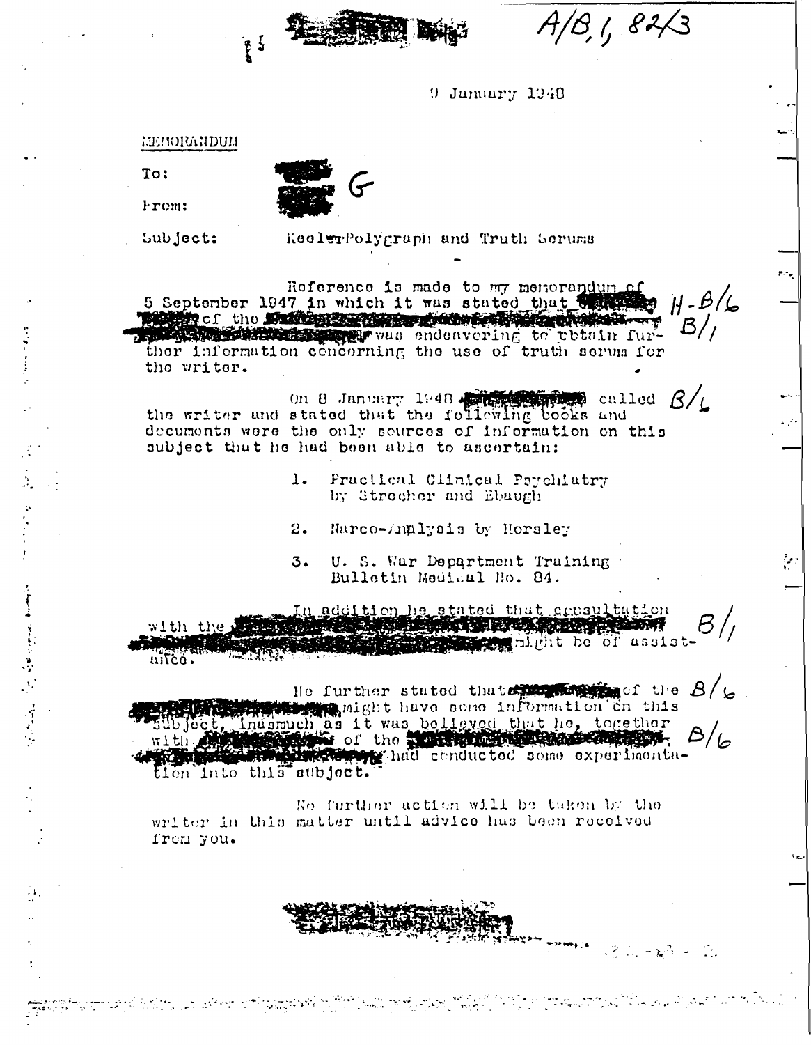A/B, 1, 82/3

9 January 1948

MEMORANDUM

To:

From:

Subject: Keeler Polygraph and Truth Serums

Reference is made to my memorandum of 5 September 1947 in which it was stated that of the was endeavoring to obtain further information concerning the use of truth serum for the writer.

On 8 January 1948 called the writer and stated that the following books and documents were the only sources of information on this subject that he had been able to ascertain:

1. Practical Clinical Psychiatry by Strecher and Ebaugh
2. Narco-Analysis by Horsley
3. U. S. War Department Training Bulletin Medical No. 84.

In addition he stated that consultation with the might be of assistance.

He further stated that of the might have some information on this subject, inasmuch as it was believed that he, together with of the had conducted some experimentation into this subject.

No further action will be taken by the writer in this matter until advice has been received from you.